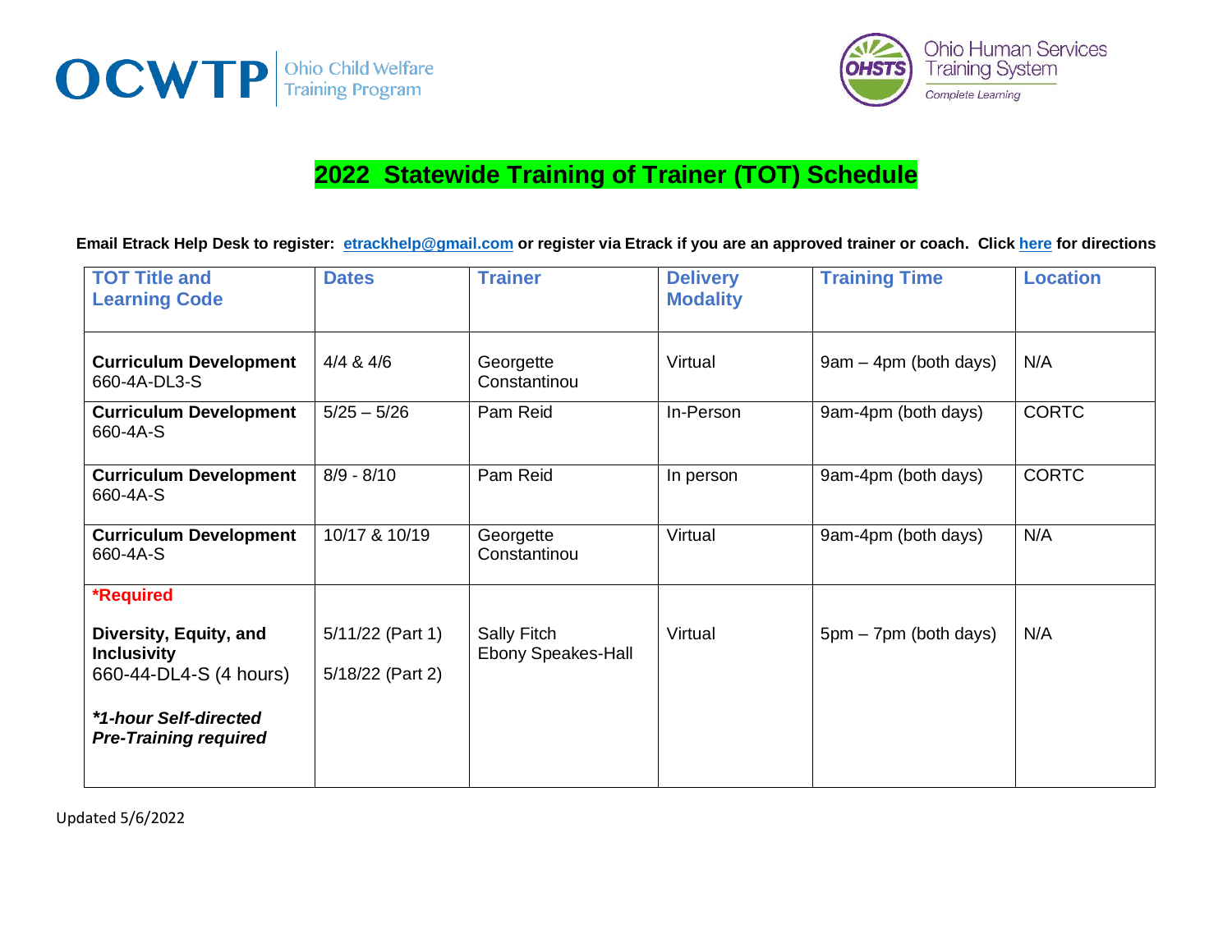OCWTP | Ohio Child Welfare Training Program

OHSTS | Ohio Human Services Training System | Complete Learning

# 2022 Statewide Training of Trainer (TOT) Schedule

**Email Etrack Help Desk to register: etrackhelp@gmail.com or register via Etrack if you are an approved trainer or coach. Click here for directions**

| TOT Title and Learning Code | Dates | Trainer | Delivery Modality | Training Time | Location |
|---|---|---|---|---|---|
| **Curriculum Development** 660-4A-DL3-S | 4/4 & 4/6 | Georgette Constantinou | Virtual | 9am – 4pm (both days) | N/A |
| **Curriculum Development** 660-4A-S | 5/25 – 5/26 | Pam Reid | In-Person | 9am-4pm (both days) | CORTC |
| **Curriculum Development** 660-4A-S | 8/9 - 8/10 | Pam Reid | In person | 9am-4pm (both days) | CORTC |
| **Curriculum Development** 660-4A-S | 10/17 & 10/19 | Georgette Constantinou | Virtual | 9am-4pm (both days) | N/A |
| ***Required** **Diversity, Equity, and Inclusivity** 660-44-DL4-S (4 hours) ***1-hour Self-directed Pre-Training required*** | 5/11/22 (Part 1) 5/18/22 (Part 2) | Sally Fitch Ebony Speakes-Hall | Virtual | 5pm – 7pm (both days) | N/A |

Updated 5/6/2022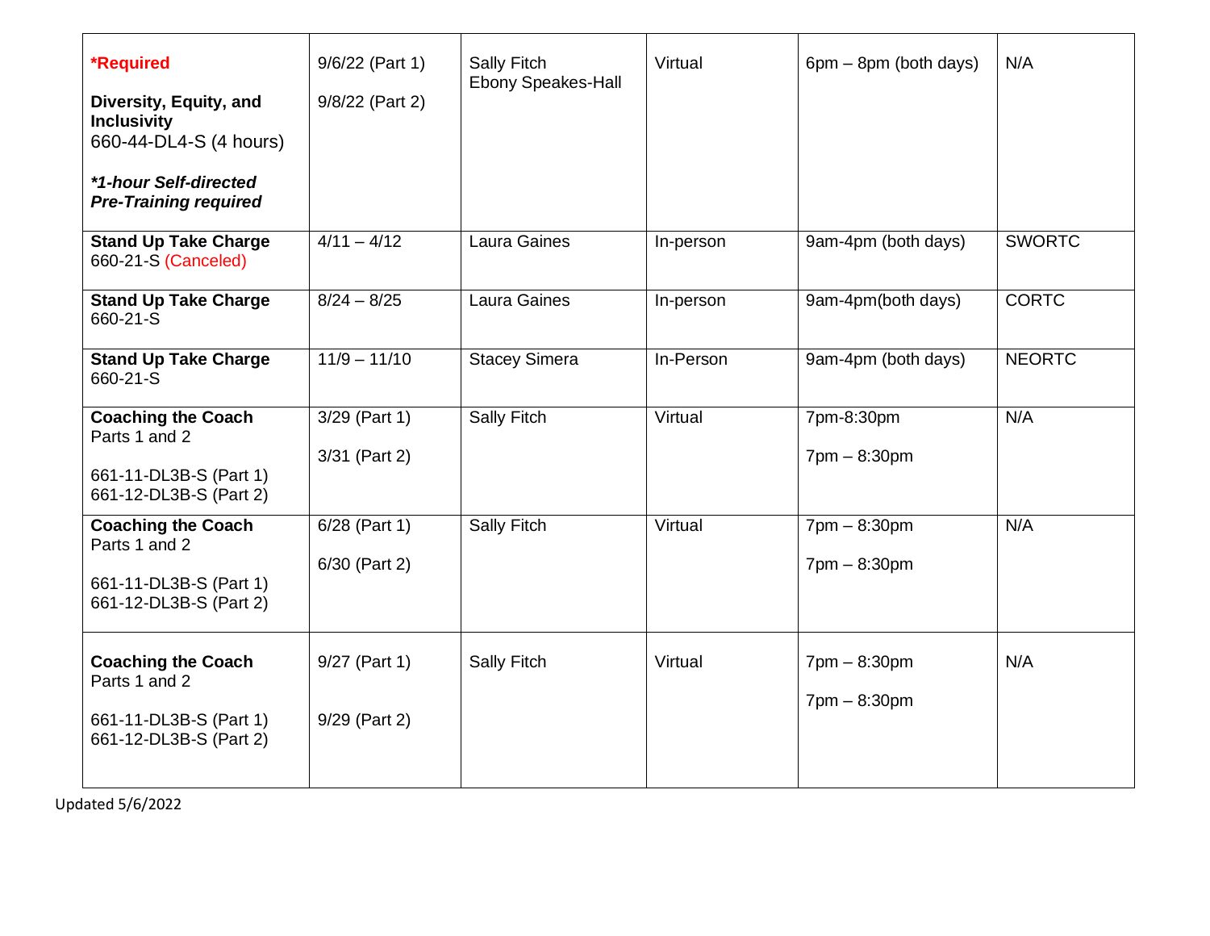| | | | | | |
|---|---|---|---|---|---|
| **\*Required**<br><br>**Diversity, Equity, and Inclusivity**<br>660-44-DL4-S (4 hours)<br><br>***\*1-hour Self-directed Pre-Training required*** | 9/6/22 (Part 1)<br><br>9/8/22 (Part 2) | Sally Fitch<br>Ebony Speakes-Hall | Virtual | 6pm – 8pm (both days) | N/A |
| **Stand Up Take Charge**<br>660-21-S (Canceled) | 4/11 – 4/12 | Laura Gaines | In-person | 9am-4pm (both days) | SWORTC |
| **Stand Up Take Charge**<br>660-21-S | 8/24 – 8/25 | Laura Gaines | In-person | 9am-4pm(both days) | CORTC |
| **Stand Up Take Charge**<br>660-21-S | 11/9 – 11/10 | Stacey Simera | In-Person | 9am-4pm (both days) | NEORTC |
| **Coaching the Coach**<br>Parts 1 and 2<br><br>661-11-DL3B-S (Part 1)<br>661-12-DL3B-S (Part 2) | 3/29 (Part 1)<br><br>3/31 (Part 2) | Sally Fitch | Virtual | 7pm-8:30pm<br><br>7pm – 8:30pm | N/A |
| **Coaching the Coach**<br>Parts 1 and 2<br><br>661-11-DL3B-S (Part 1)<br>661-12-DL3B-S (Part 2) | 6/28 (Part 1)<br><br>6/30 (Part 2) | Sally Fitch | Virtual | 7pm – 8:30pm<br><br>7pm – 8:30pm | N/A |
| **Coaching the Coach**<br>Parts 1 and 2<br><br>661-11-DL3B-S (Part 1)<br>661-12-DL3B-S (Part 2) | 9/27 (Part 1)<br><br>9/29 (Part 2) | Sally Fitch | Virtual | 7pm – 8:30pm<br><br>7pm – 8:30pm | N/A |

Updated 5/6/2022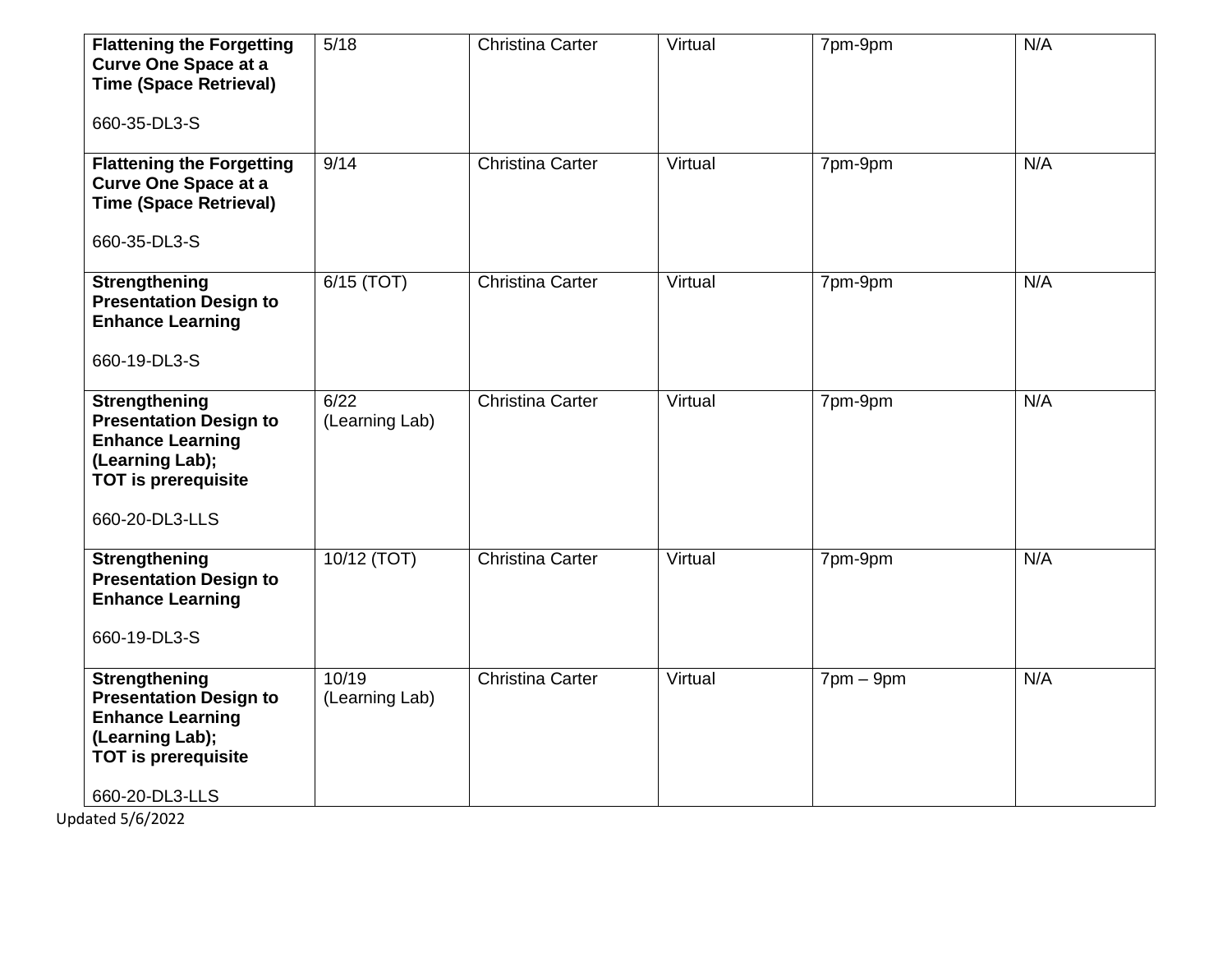| | | | | | |
|---|---|---|---|---|---|
| **Flattening the Forgetting Curve One Space at a Time (Space Retrieval)**<br><br>660-35-DL3-S | 5/18 | Christina Carter | Virtual | 7pm-9pm | N/A |
| **Flattening the Forgetting Curve One Space at a Time (Space Retrieval)**<br><br>660-35-DL3-S | 9/14 | Christina Carter | Virtual | 7pm-9pm | N/A |
| **Strengthening Presentation Design to Enhance Learning**<br><br>660-19-DL3-S | 6/15 (TOT) | Christina Carter | Virtual | 7pm-9pm | N/A |
| **Strengthening Presentation Design to Enhance Learning (Learning Lab); TOT is prerequisite**<br><br>660-20-DL3-LLS | 6/22 (Learning Lab) | Christina Carter | Virtual | 7pm-9pm | N/A |
| **Strengthening Presentation Design to Enhance Learning**<br><br>660-19-DL3-S | 10/12 (TOT) | Christina Carter | Virtual | 7pm-9pm | N/A |
| **Strengthening Presentation Design to Enhance Learning (Learning Lab); TOT is prerequisite**<br><br>660-20-DL3-LLS | 10/19 (Learning Lab) | Christina Carter | Virtual | 7pm – 9pm | N/A |

Updated 5/6/2022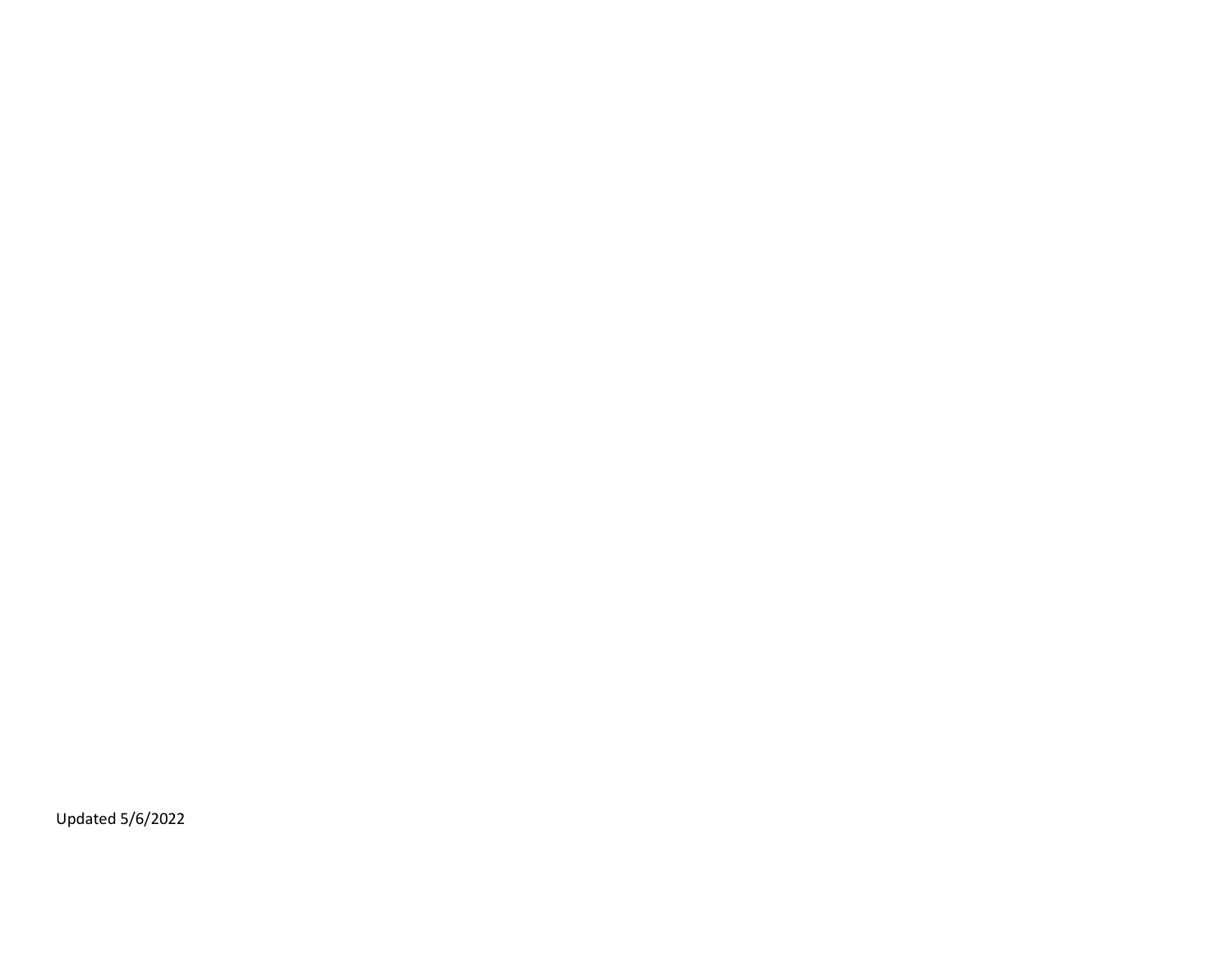Updated 5/6/2022